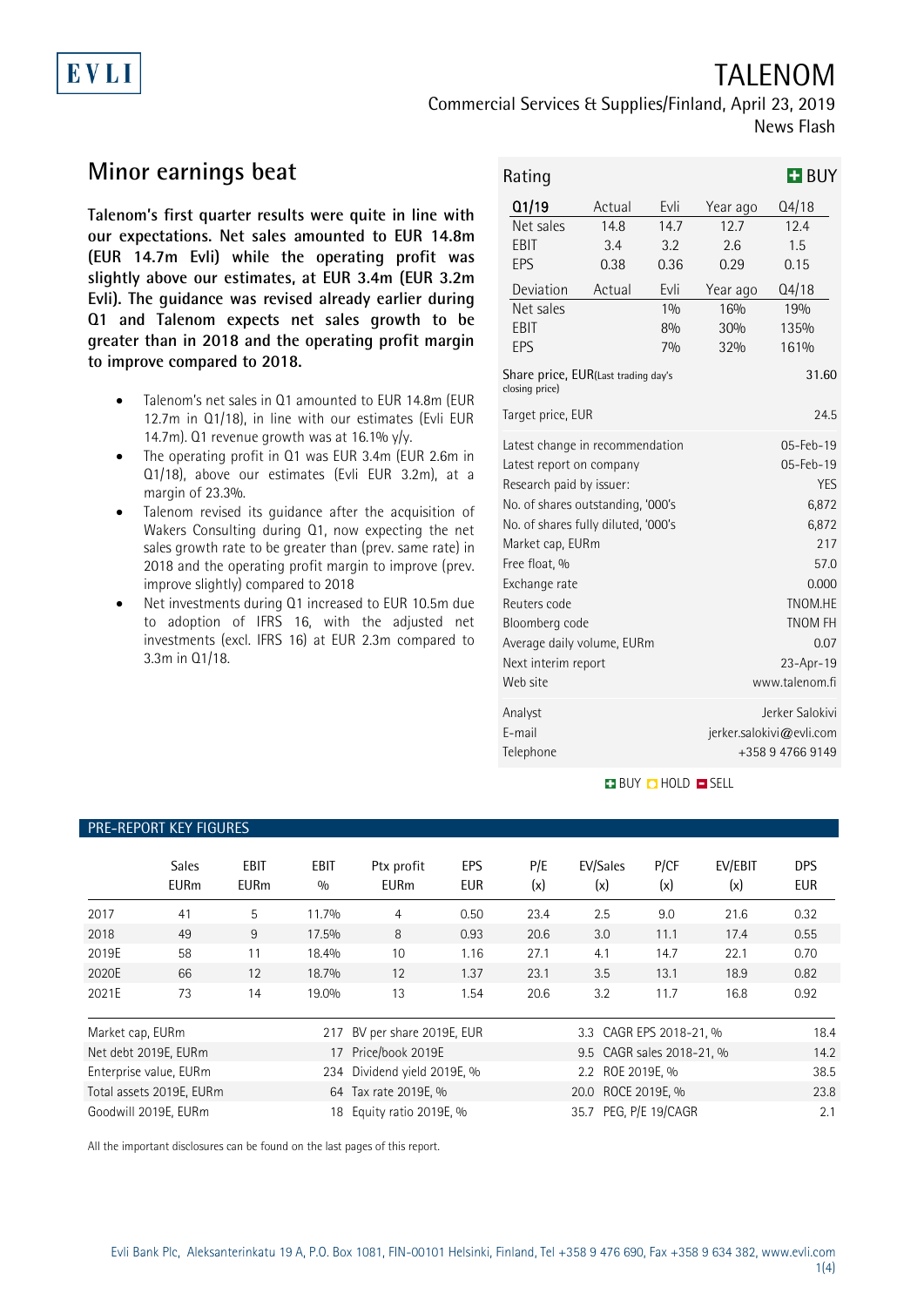EVLI

# TALENOM

Commercial Services & Supplies/Finland, April 23, 2019

News Flash

## Minor earnings beat

**Talenom's first quarter results were quite in line with our expectations. Net sales amounted to EUR 14.8m (EUR 14.7m Evli) while the operating profit was slightly above our estimates, at EUR 3.4m (EUR 3.2m Evli). The guidance was revised already earlier during Q1 and Talenom expects net sales growth to be greater than in 2018 and the operating profit margin to improve compared to 2018.**

- Talenom's net sales in Q1 amounted to EUR 14.8m (EUR 12.7m in Q1/18), in line with our estimates (Evli EUR 14.7m). Q1 revenue growth was at 16.1% y/y.
- The operating profit in Q1 was EUR 3.4m (EUR 2.6m in Q1/18), above our estimates (Evli EUR 3.2m), at a margin of 23.3%.
- Talenom revised its guidance after the acquisition of Wakers Consulting during Q1, now expecting the net sales growth rate to be greater than (prev. same rate) in 2018 and the operating profit margin to improve (prev. improve slightly) compared to 2018
- Net investments during Q1 increased to EUR 10.5m due to adoption of IFRS 16, with the adjusted net investments (excl. IFRS 16) at EUR 2.3m compared to 3.3m in Q1/18.

**Rating: BUY**

| Q1/19 | Actual | Evli | Year ago | Q4/18 |
|---|---|---|---|---|
| Net sales | 14.8 | 14.7 | 12.7 | 12.4 |
| EBIT | 3.4 | 3.2 | 2.6 | 1.5 |
| EPS | 0.38 | 0.36 | 0.29 | 0.15 |
| **Deviation** | **Actual** | **Evli** | **Year ago** | **Q4/18** |
| Net sales | | 1% | 16% | 19% |
| EBIT | | 8% | 30% | 135% |
| EPS | | 7% | 32% | 161% |

| | |
|---|---|
| Share price, EUR (Last trading day's closing price) | 31.60 |
| Target price, EUR | 24.5 |
| Latest change in recommendation | 05-Feb-19 |
| Latest report on company | 05-Feb-19 |
| Research paid by issuer: | YES |
| No. of shares outstanding, '000's | 6,872 |
| No. of shares fully diluted, '000's | 6,872 |
| Market cap, EURm | 217 |
| Free float, % | 57.0 |
| Exchange rate | 0.000 |
| Reuters code | TNOM.HE |
| Bloomberg code | TNOM FH |
| Average daily volume, EURm | 0.07 |
| Next interim report | 23-Apr-19 |
| Web site | www.talenom.fi |
| Analyst | Jerker Salokivi |
| E-mail | jerker.salokivi@evli.com |
| Telephone | +358 9 4766 9149 |

BUY HOLD SELL

### PRE-REPORT KEY FIGURES

| | Sales EURm | EBIT EURm | EBIT % | Ptx profit EURm | EPS EUR | P/E (x) | EV/Sales (x) | P/CF (x) | EV/EBIT (x) | DPS EUR |
|---|---|---|---|---|---|---|---|---|---|---|
| 2017 | 41 | 5 | 11.7% | 4 | 0.50 | 23.4 | 2.5 | 9.0 | 21.6 | 0.32 |
| 2018 | 49 | 9 | 17.5% | 8 | 0.93 | 20.6 | 3.0 | 11.1 | 17.4 | 0.55 |
| 2019E | 58 | 11 | 18.4% | 10 | 1.16 | 27.1 | 4.1 | 14.7 | 22.1 | 0.70 |
| 2020E | 66 | 12 | 18.7% | 12 | 1.37 | 23.1 | 3.5 | 13.1 | 18.9 | 0.82 |
| 2021E | 73 | 14 | 19.0% | 13 | 1.54 | 20.6 | 3.2 | 11.7 | 16.8 | 0.92 |

| | | | | | |
|---|---|---|---|---|---|
| Market cap, EURm | 217 | BV per share 2019E, EUR | 3.3 | CAGR EPS 2018-21, % | 18.4 |
| Net debt 2019E, EURm | 17 | Price/book 2019E | 9.5 | CAGR sales 2018-21, % | 14.2 |
| Enterprise value, EURm | 234 | Dividend yield 2019E, % | 2.2 | ROE 2019E, % | 38.5 |
| Total assets 2019E, EURm | 64 | Tax rate 2019E, % | 20.0 | ROCE 2019E, % | 23.8 |
| Goodwill 2019E, EURm | 18 | Equity ratio 2019E, % | 35.7 | PEG, P/E 19/CAGR | 2.1 |

All the important disclosures can be found on the last pages of this report.

Evli Bank Plc, Aleksanterinkatu 19 A, P.O. Box 1081, FIN-00101 Helsinki, Finland, Tel +358 9 476 690, Fax +358 9 634 382, www.evli.com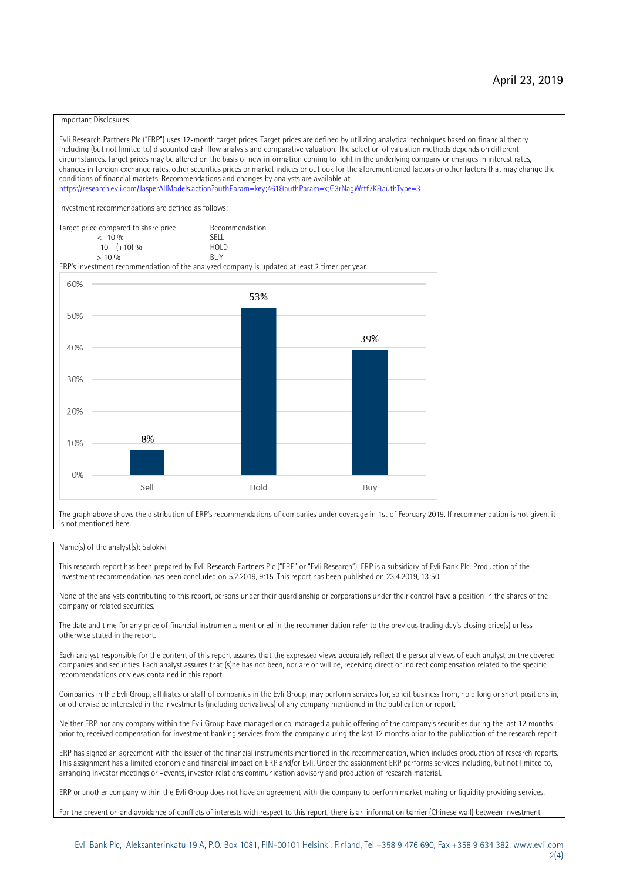April 23, 2019

Important Disclosures

Evli Research Partners Plc ("ERP") uses 12-month target prices. Target prices are defined by utilizing analytical techniques based on financial theory including (but not limited to) discounted cash flow analysis and comparative valuation. The selection of valuation methods depends on different circumstances. Target prices may be altered on the basis of new information coming to light in the underlying company or changes in interest rates, changes in foreign exchange rates, other securities prices or market indices or outlook for the aforementioned factors or other factors that may change the conditions of financial markets. Recommendations and changes by analysts are available at https://research.evli.com/JasperAllModels.action?authParam=key;461&authParam=x;G3rNagWrtf7K&authType=3

Investment recommendations are defined as follows:

| Target price compared to share price | Recommendation |
|---|---|
| < -10 % | SELL |
| -10 – (+10) % | HOLD |
| > 10 % | BUY |

ERP's investment recommendation of the analyzed company is updated at least 2 timer per year.

| Recommendation | Share |
|---|---|
| Sell | 8% |
| Hold | 53% |
| Buy | 39% |

The graph above shows the distribution of ERP's recommendations of companies under coverage in 1st of February 2019. If recommendation is not given, it is not mentioned here.

Name(s) of the analyst(s): Salokivi

This research report has been prepared by Evli Research Partners Plc ("ERP" or "Evli Research"). ERP is a subsidiary of Evli Bank Plc. Production of the investment recommendation has been concluded on 5.2.2019, 9:15. This report has been published on 23.4.2019, 13:50.

None of the analysts contributing to this report, persons under their guardianship or corporations under their control have a position in the shares of the company or related securities.

The date and time for any price of financial instruments mentioned in the recommendation refer to the previous trading day's closing price(s) unless otherwise stated in the report.

Each analyst responsible for the content of this report assures that the expressed views accurately reflect the personal views of each analyst on the covered companies and securities. Each analyst assures that (s)he has not been, nor are or will be, receiving direct or indirect compensation related to the specific recommendations or views contained in this report.

Companies in the Evli Group, affiliates or staff of companies in the Evli Group, may perform services for, solicit business from, hold long or short positions in, or otherwise be interested in the investments (including derivatives) of any company mentioned in the publication or report.

Neither ERP nor any company within the Evli Group have managed or co-managed a public offering of the company's securities during the last 12 months prior to, received compensation for investment banking services from the company during the last 12 months prior to the publication of the research report.

ERP has signed an agreement with the issuer of the financial instruments mentioned in the recommendation, which includes production of research reports. This assignment has a limited economic and financial impact on ERP and/or Evli. Under the assignment ERP performs services including, but not limited to, arranging investor meetings or –events, investor relations communication advisory and production of research material.

ERP or another company within the Evli Group does not have an agreement with the company to perform market making or liquidity providing services.

For the prevention and avoidance of conflicts of interests with respect to this report, there is an information barrier (Chinese wall) between Investment

Evli Bank Plc, Aleksanterinkatu 19 A, P.O. Box 1081, FIN-00101 Helsinki, Finland, Tel +358 9 476 690, Fax +358 9 634 382, www.evli.com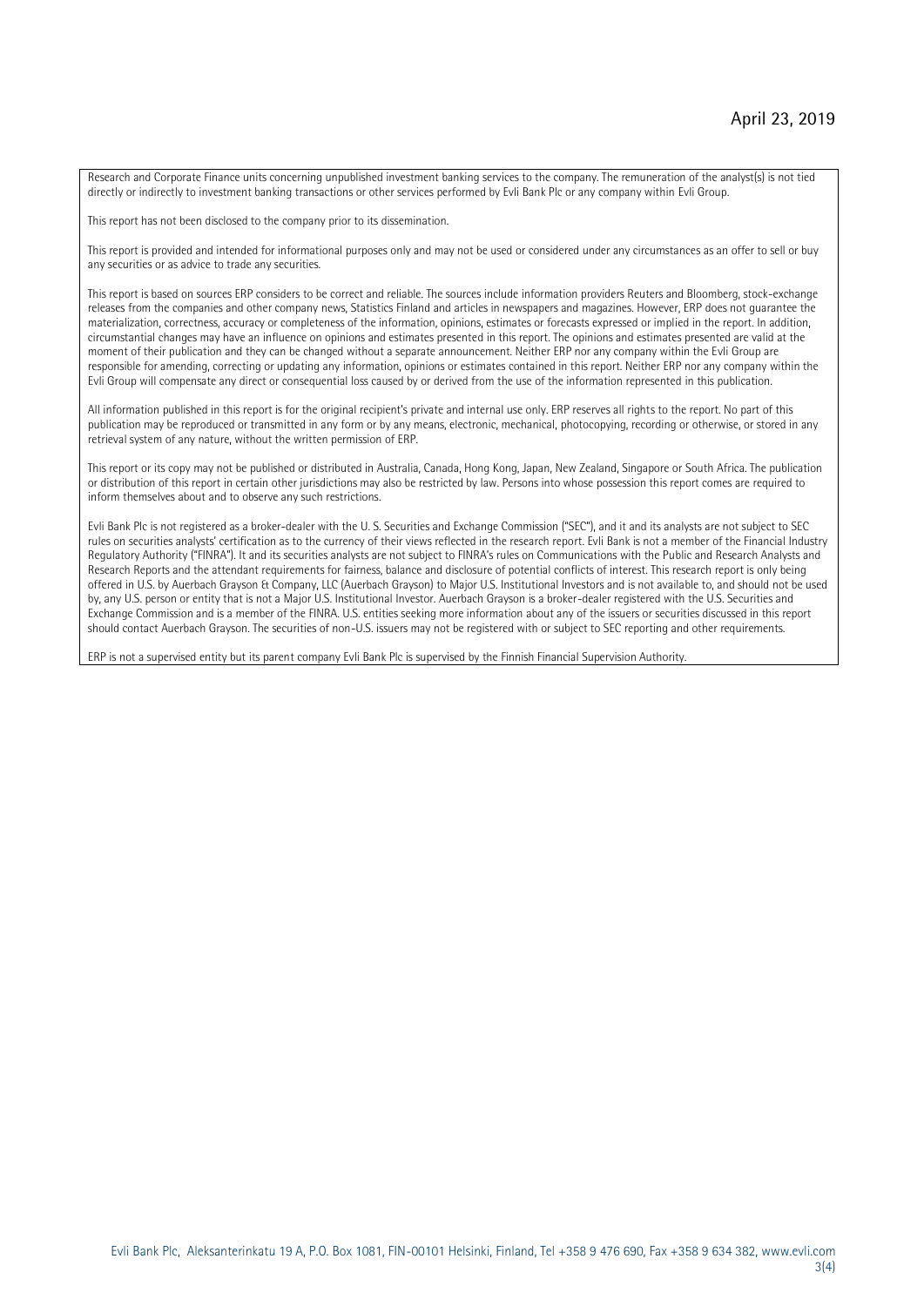Research and Corporate Finance units concerning unpublished investment banking services to the company. The remuneration of the analyst(s) is not tied directly or indirectly to investment banking transactions or other services performed by Evli Bank Plc or any company within Evli Group.

This report has not been disclosed to the company prior to its dissemination.

This report is provided and intended for informational purposes only and may not be used or considered under any circumstances as an offer to sell or buy any securities or as advice to trade any securities.

This report is based on sources ERP considers to be correct and reliable. The sources include information providers Reuters and Bloomberg, stock-exchange releases from the companies and other company news, Statistics Finland and articles in newspapers and magazines. However, ERP does not guarantee the materialization, correctness, accuracy or completeness of the information, opinions, estimates or forecasts expressed or implied in the report. In addition, circumstantial changes may have an influence on opinions and estimates presented in this report. The opinions and estimates presented are valid at the moment of their publication and they can be changed without a separate announcement. Neither ERP nor any company within the Evli Group are responsible for amending, correcting or updating any information, opinions or estimates contained in this report. Neither ERP nor any company within the Evli Group will compensate any direct or consequential loss caused by or derived from the use of the information represented in this publication.

All information published in this report is for the original recipient's private and internal use only. ERP reserves all rights to the report. No part of this publication may be reproduced or transmitted in any form or by any means, electronic, mechanical, photocopying, recording or otherwise, or stored in any retrieval system of any nature, without the written permission of ERP.

This report or its copy may not be published or distributed in Australia, Canada, Hong Kong, Japan, New Zealand, Singapore or South Africa. The publication or distribution of this report in certain other jurisdictions may also be restricted by law. Persons into whose possession this report comes are required to inform themselves about and to observe any such restrictions.

Evli Bank Plc is not registered as a broker-dealer with the U. S. Securities and Exchange Commission ("SEC"), and it and its analysts are not subject to SEC rules on securities analysts' certification as to the currency of their views reflected in the research report. Evli Bank is not a member of the Financial Industry Regulatory Authority ("FINRA"). It and its securities analysts are not subject to FINRA's rules on Communications with the Public and Research Analysts and Research Reports and the attendant requirements for fairness, balance and disclosure of potential conflicts of interest. This research report is only being offered in U.S. by Auerbach Grayson & Company, LLC (Auerbach Grayson) to Major U.S. Institutional Investors and is not available to, and should not be used by, any U.S. person or entity that is not a Major U.S. Institutional Investor. Auerbach Grayson is a broker-dealer registered with the U.S. Securities and Exchange Commission and is a member of the FINRA. U.S. entities seeking more information about any of the issuers or securities discussed in this report should contact Auerbach Grayson. The securities of non-U.S. issuers may not be registered with or subject to SEC reporting and other requirements.

ERP is not a supervised entity but its parent company Evli Bank Plc is supervised by the Finnish Financial Supervision Authority.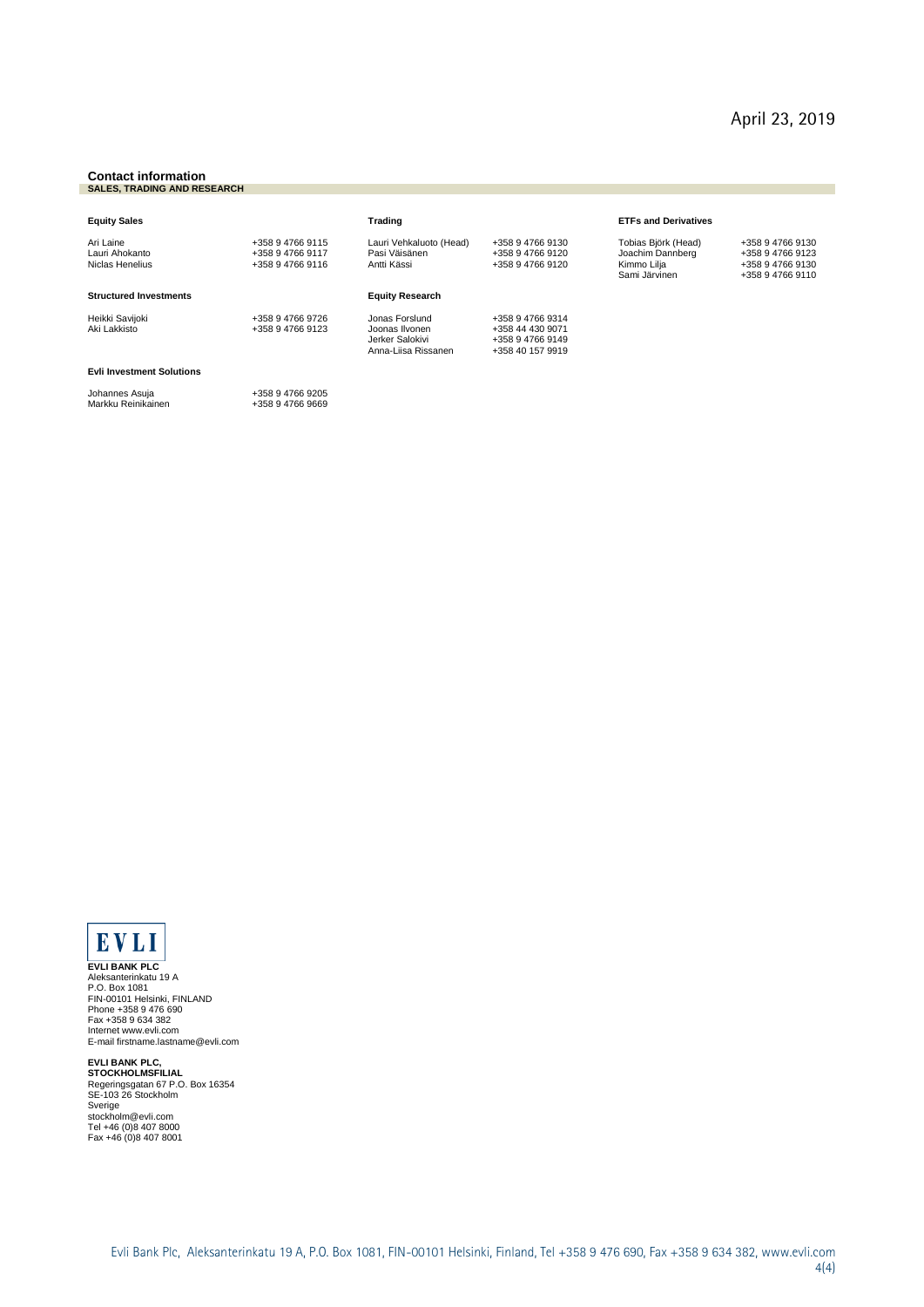April 23, 2019

## Contact information

**SALES, TRADING AND RESEARCH**

**Equity Sales**

| | |
|---|---|
| Ari Laine | +358 9 4766 9115 |
| Lauri Ahokanto | +358 9 4766 9117 |
| Niclas Henelius | +358 9 4766 9116 |

**Trading**

| | |
|---|---|
| Lauri Vehkaluoto (Head) | +358 9 4766 9130 |
| Pasi Väisänen | +358 9 4766 9120 |
| Antti Kässi | +358 9 4766 9120 |

**ETFs and Derivatives**

| | |
|---|---|
| Tobias Björk (Head) | +358 9 4766 9130 |
| Joachim Dannberg | +358 9 4766 9123 |
| Kimmo Lilja | +358 9 4766 9130 |
| Sami Järvinen | +358 9 4766 9110 |

**Structured Investments**

| | |
|---|---|
| Heikki Savijoki | +358 9 4766 9726 |
| Aki Lakkisto | +358 9 4766 9123 |

**Equity Research**

| | |
|---|---|
| Jonas Forslund | +358 9 4766 9314 |
| Joonas Ilvonen | +358 44 430 9071 |
| Jerker Salokivi | +358 9 4766 9149 |
| Anna-Liisa Rissanen | +358 40 157 9919 |

**Evli Investment Solutions**

| | |
|---|---|
| Johannes Asuja | +358 9 4766 9205 |
| Markku Reinikainen | +358 9 4766 9669 |

EVLI

**EVLI BANK PLC**
Aleksanterinkatu 19 A
P.O. Box 1081
FIN-00101 Helsinki, FINLAND
Phone +358 9 476 690
Fax +358 9 634 382
Internet www.evli.com
E-mail firstname.lastname@evli.com

**EVLI BANK PLC, STOCKHOLMSFILIAL**
Regeringsgatan 67 P.O. Box 16354
SE-103 26 Stockholm
Sverige
stockholm@evli.com
Tel +46 (0)8 407 8000
Fax +46 (0)8 407 8001